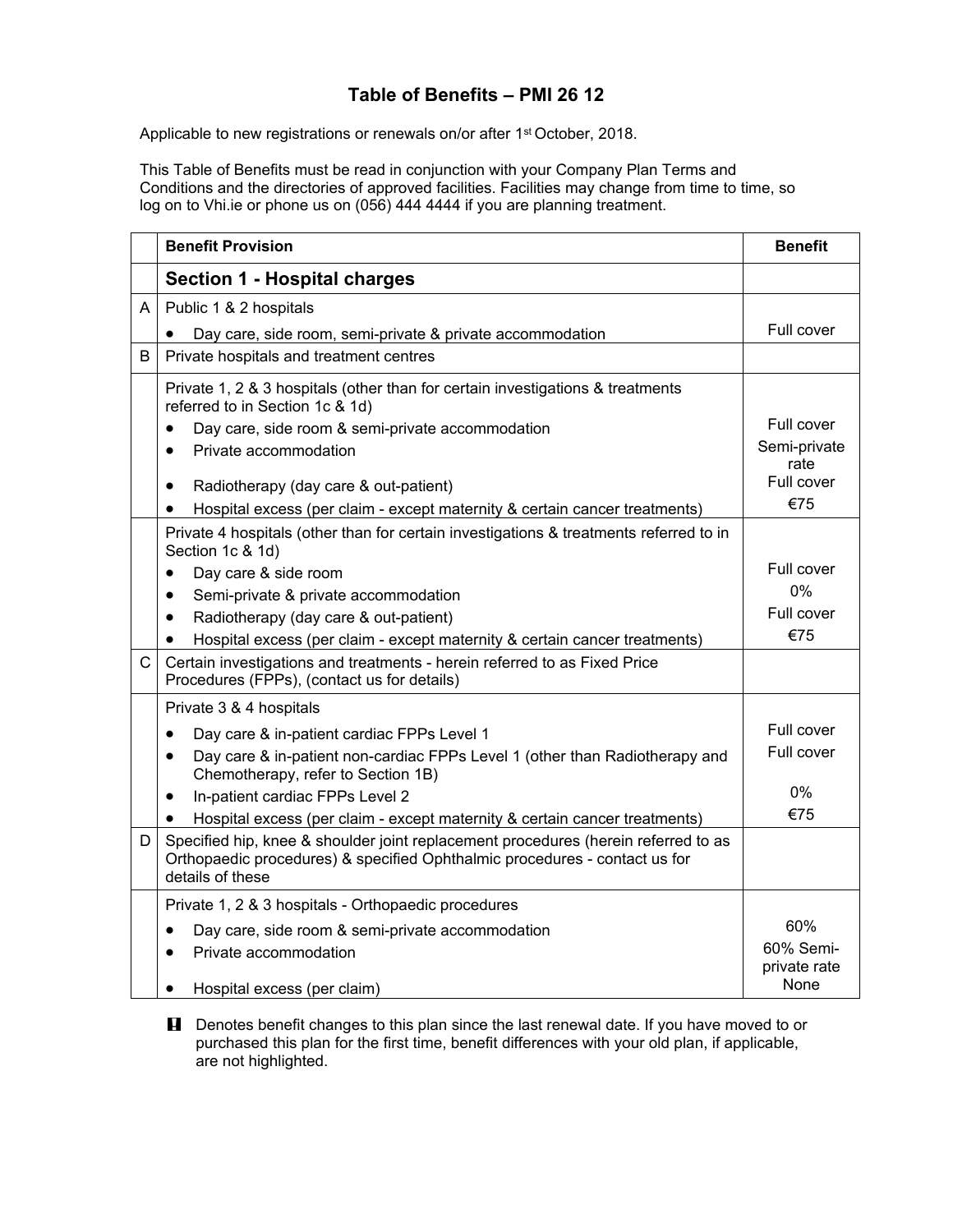# Table of Benefits – PMI 26 12

Applicable to new registrations or renewals on/or after 1st October, 2018.

This Table of Benefits must be read in conjunction with your Company Plan Terms and Conditions and the directories of approved facilities. Facilities may change from time to time, so log on to Vhi.ie or phone us on (056) 444 4444 if you are planning treatment.

| | Benefit Provision | Benefit |
|---|---|---|
| | **Section 1 - Hospital charges** | |
| A | Public 1 & 2 hospitals | |
| | • Day care, side room, semi-private & private accommodation | Full cover |
| B | Private hospitals and treatment centres | |
| | Private 1, 2 & 3 hospitals (other than for certain investigations & treatments referred to in Section 1c & 1d) | |
| | • Day care, side room & semi-private accommodation | Full cover |
| | • Private accommodation | Semi-private rate |
| | • Radiotherapy (day care & out-patient) | Full cover |
| | • Hospital excess (per claim - except maternity & certain cancer treatments) | €75 |
| | Private 4 hospitals (other than for certain investigations & treatments referred to in Section 1c & 1d) | |
| | • Day care & side room | Full cover |
| | • Semi-private & private accommodation | 0% |
| | • Radiotherapy (day care & out-patient) | Full cover |
| | • Hospital excess (per claim - except maternity & certain cancer treatments) | €75 |
| C | Certain investigations and treatments - herein referred to as Fixed Price Procedures (FPPs), (contact us for details) | |
| | Private 3 & 4 hospitals | |
| | • Day care & in-patient cardiac FPPs Level 1 | Full cover |
| | • Day care & in-patient non-cardiac FPPs Level 1 (other than Radiotherapy and Chemotherapy, refer to Section 1B) | Full cover |
| | • In-patient cardiac FPPs Level 2 | 0% |
| | • Hospital excess (per claim - except maternity & certain cancer treatments) | €75 |
| D | Specified hip, knee & shoulder joint replacement procedures (herein referred to as Orthopaedic procedures) & specified Ophthalmic procedures - contact us for details of these | |
| | Private 1, 2 & 3 hospitals - Orthopaedic procedures | |
| | • Day care, side room & semi-private accommodation | 60% |
| | • Private accommodation | 60% Semi-private rate |
| | • Hospital excess (per claim) | None |

**!** Denotes benefit changes to this plan since the last renewal date. If you have moved to or purchased this plan for the first time, benefit differences with your old plan, if applicable, are not highlighted.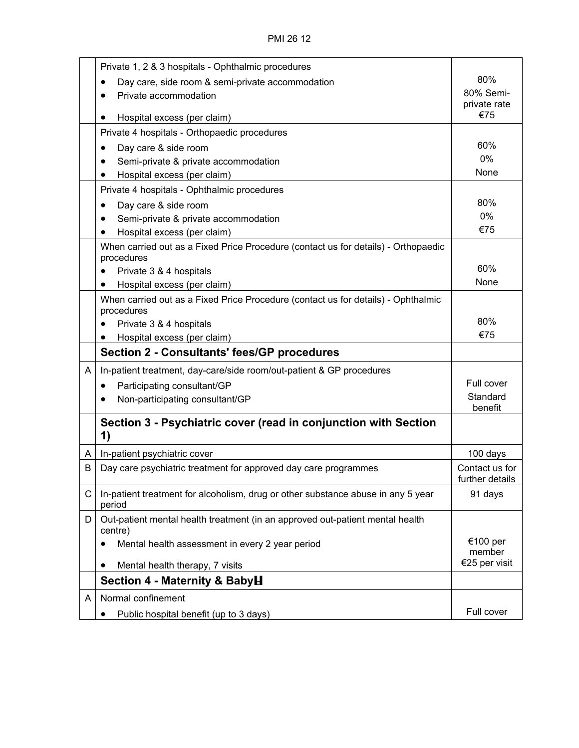| | | |
|---|---|---|
| | Private 1, 2 & 3 hospitals - Ophthalmic procedures<br>• Day care, side room & semi-private accommodation<br>• Private accommodation<br>• Hospital excess (per claim) | 80%<br>80% Semi-private rate<br>€75 |
| | Private 4 hospitals - Orthopaedic procedures<br>• Day care & side room<br>• Semi-private & private accommodation<br>• Hospital excess (per claim) | 60%<br>0%<br>None |
| | Private 4 hospitals - Ophthalmic procedures<br>• Day care & side room<br>• Semi-private & private accommodation<br>• Hospital excess (per claim) | 80%<br>0%<br>€75 |
| | When carried out as a Fixed Price Procedure (contact us for details) - Orthopaedic procedures<br>• Private 3 & 4 hospitals<br>• Hospital excess (per claim) | 60%<br>None |
| | When carried out as a Fixed Price Procedure (contact us for details) - Ophthalmic procedures<br>• Private 3 & 4 hospitals<br>• Hospital excess (per claim) | 80%<br>€75 |
| | **Section 2 - Consultants' fees/GP procedures** | |
| A | In-patient treatment, day-care/side room/out-patient & GP procedures<br>• Participating consultant/GP<br>• Non-participating consultant/GP | Full cover<br>Standard benefit |
| | **Section 3 - Psychiatric cover (read in conjunction with Section 1)** | |
| A | In-patient psychiatric cover | 100 days |
| B | Day care psychiatric treatment for approved day care programmes | Contact us for further details |
| C | In-patient treatment for alcoholism, drug or other substance abuse in any 5 year period | 91 days |
| D | Out-patient mental health treatment (in an approved out-patient mental health centre)<br>• Mental health assessment in every 2 year period<br>• Mental health therapy, 7 visits | €100 per member<br>€25 per visit |
| | **Section 4 - Maternity & Baby** | |
| A | Normal confinement<br>• Public hospital benefit (up to 3 days) | Full cover |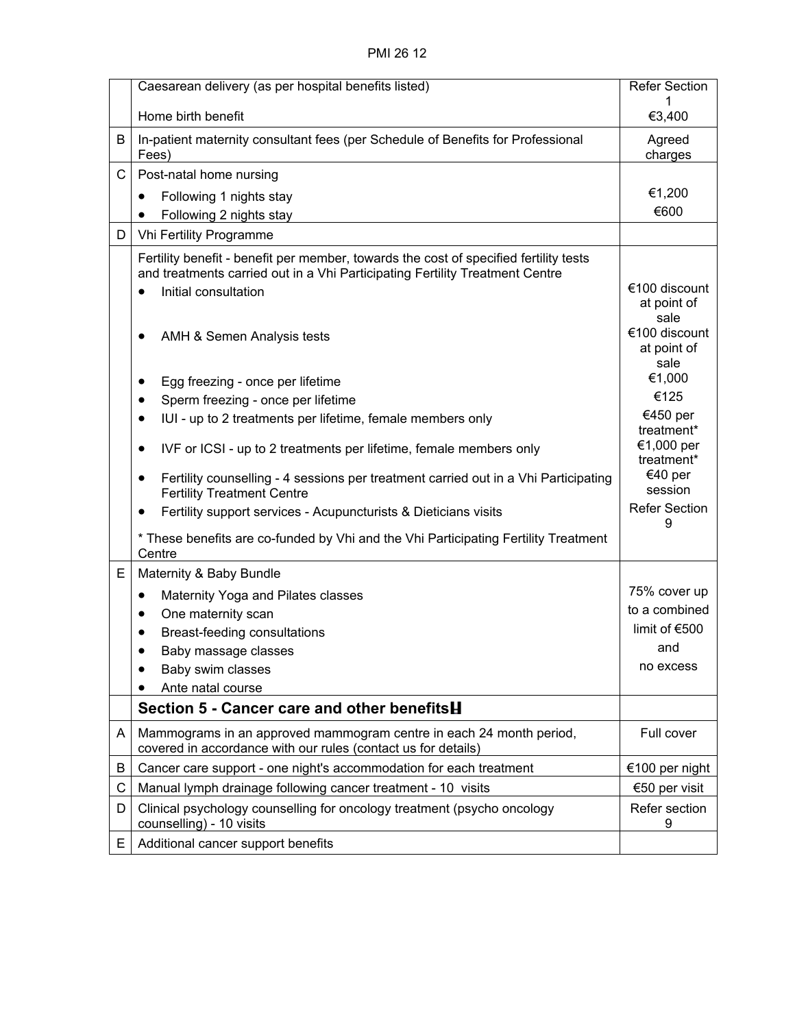| | | |
|---|---|---|
| | Caesarean delivery (as per hospital benefits listed)<br><br>Home birth benefit | Refer Section 1<br>€3,400 |
| B | In-patient maternity consultant fees (per Schedule of Benefits for Professional Fees) | Agreed charges |
| C | Post-natal home nursing<br>• Following 1 nights stay<br>• Following 2 nights stay | <br>€1,200<br>€600 |
| D | Vhi Fertility Programme | |
| | Fertility benefit - benefit per member, towards the cost of specified fertility tests and treatments carried out in a Vhi Participating Fertility Treatment Centre<br>• Initial consultation<br>• AMH & Semen Analysis tests<br>• Egg freezing - once per lifetime<br>• Sperm freezing - once per lifetime<br>• IUI - up to 2 treatments per lifetime, female members only<br>• IVF or ICSI - up to 2 treatments per lifetime, female members only<br>• Fertility counselling - 4 sessions per treatment carried out in a Vhi Participating Fertility Treatment Centre<br>• Fertility support services - Acupuncturists & Dieticians visits<br><br>* These benefits are co-funded by Vhi and the Vhi Participating Fertility Treatment Centre | <br><br>€100 discount at point of sale<br>€100 discount at point of sale<br>€1,000<br>€125<br>€450 per treatment*<br>€1,000 per treatment*<br>€40 per session<br>Refer Section 9 |
| E | Maternity & Baby Bundle<br>• Maternity Yoga and Pilates classes<br>• One maternity scan<br>• Breast-feeding consultations<br>• Baby massage classes<br>• Baby swim classes<br>• Ante natal course | 75% cover up to a combined limit of €500 and no excess |
| | **Section 5 - Cancer care and other benefits** | |
| A | Mammograms in an approved mammogram centre in each 24 month period, covered in accordance with our rules (contact us for details) | Full cover |
| B | Cancer care support - one night's accommodation for each treatment | €100 per night |
| C | Manual lymph drainage following cancer treatment - 10 visits | €50 per visit |
| D | Clinical psychology counselling for oncology treatment (psycho oncology counselling) - 10 visits | Refer section 9 |
| E | Additional cancer support benefits | |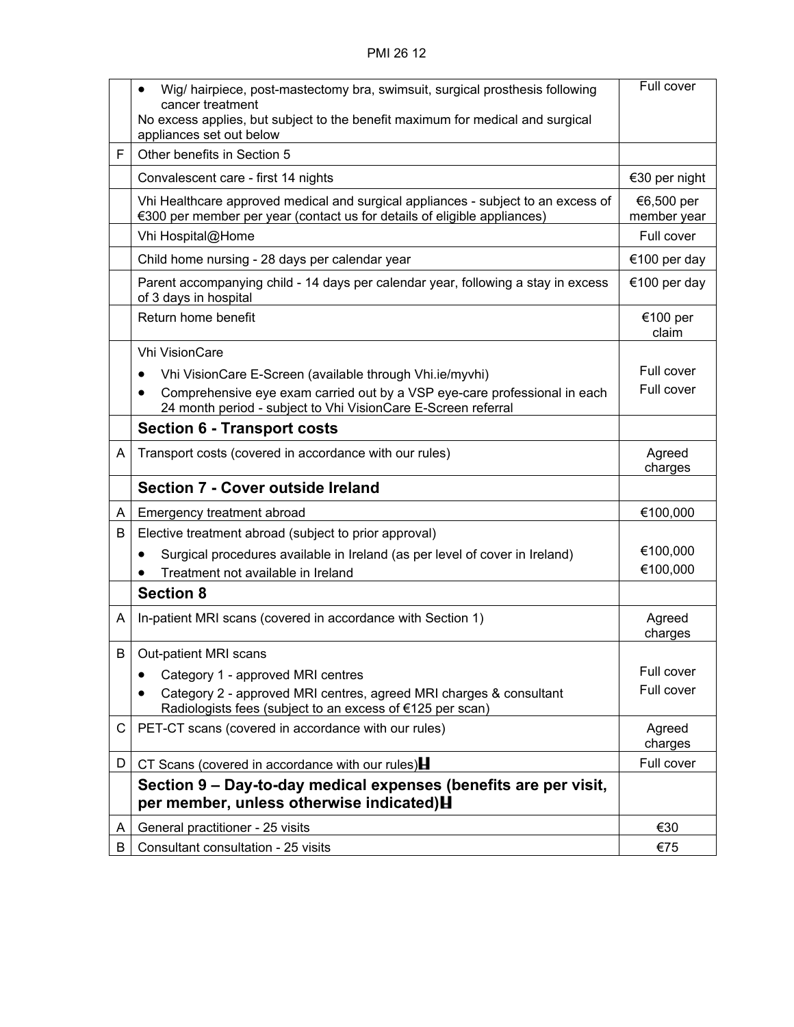| | | |
|---|---|---|
| | • Wig/ hairpiece, post-mastectomy bra, swimsuit, surgical prosthesis following cancer treatment<br>No excess applies, but subject to the benefit maximum for medical and surgical appliances set out below | Full cover |
| F | Other benefits in Section 5 | |
| | Convalescent care - first 14 nights | €30 per night |
| | Vhi Healthcare approved medical and surgical appliances - subject to an excess of €300 per member per year (contact us for details of eligible appliances) | €6,500 per member year |
| | Vhi Hospital@Home | Full cover |
| | Child home nursing - 28 days per calendar year | €100 per day |
| | Parent accompanying child - 14 days per calendar year, following a stay in excess of 3 days in hospital | €100 per day |
| | Return home benefit | €100 per claim |
| | Vhi VisionCare<br>• Vhi VisionCare E-Screen (available through Vhi.ie/myvhi)<br>• Comprehensive eye exam carried out by a VSP eye-care professional in each 24 month period - subject to Vhi VisionCare E-Screen referral | <br>Full cover<br>Full cover |
| | **Section 6 - Transport costs** | |
| A | Transport costs (covered in accordance with our rules) | Agreed charges |
| | **Section 7 - Cover outside Ireland** | |
| A | Emergency treatment abroad | €100,000 |
| B | Elective treatment abroad (subject to prior approval)<br>• Surgical procedures available in Ireland (as per level of cover in Ireland)<br>• Treatment not available in Ireland | <br>€100,000<br>€100,000 |
| | **Section 8** | |
| A | In-patient MRI scans (covered in accordance with Section 1) | Agreed charges |
| B | Out-patient MRI scans<br>• Category 1 - approved MRI centres<br>• Category 2 - approved MRI centres, agreed MRI charges & consultant Radiologists fees (subject to an excess of €125 per scan) | <br>Full cover<br>Full cover |
| C | PET-CT scans (covered in accordance with our rules) | Agreed charges |
| D | CT Scans (covered in accordance with our rules)H | Full cover |
| | **Section 9 – Day-to-day medical expenses (benefits are per visit, per member, unless otherwise indicated)H** | |
| A | General practitioner - 25 visits | €30 |
| B | Consultant consultation - 25 visits | €75 |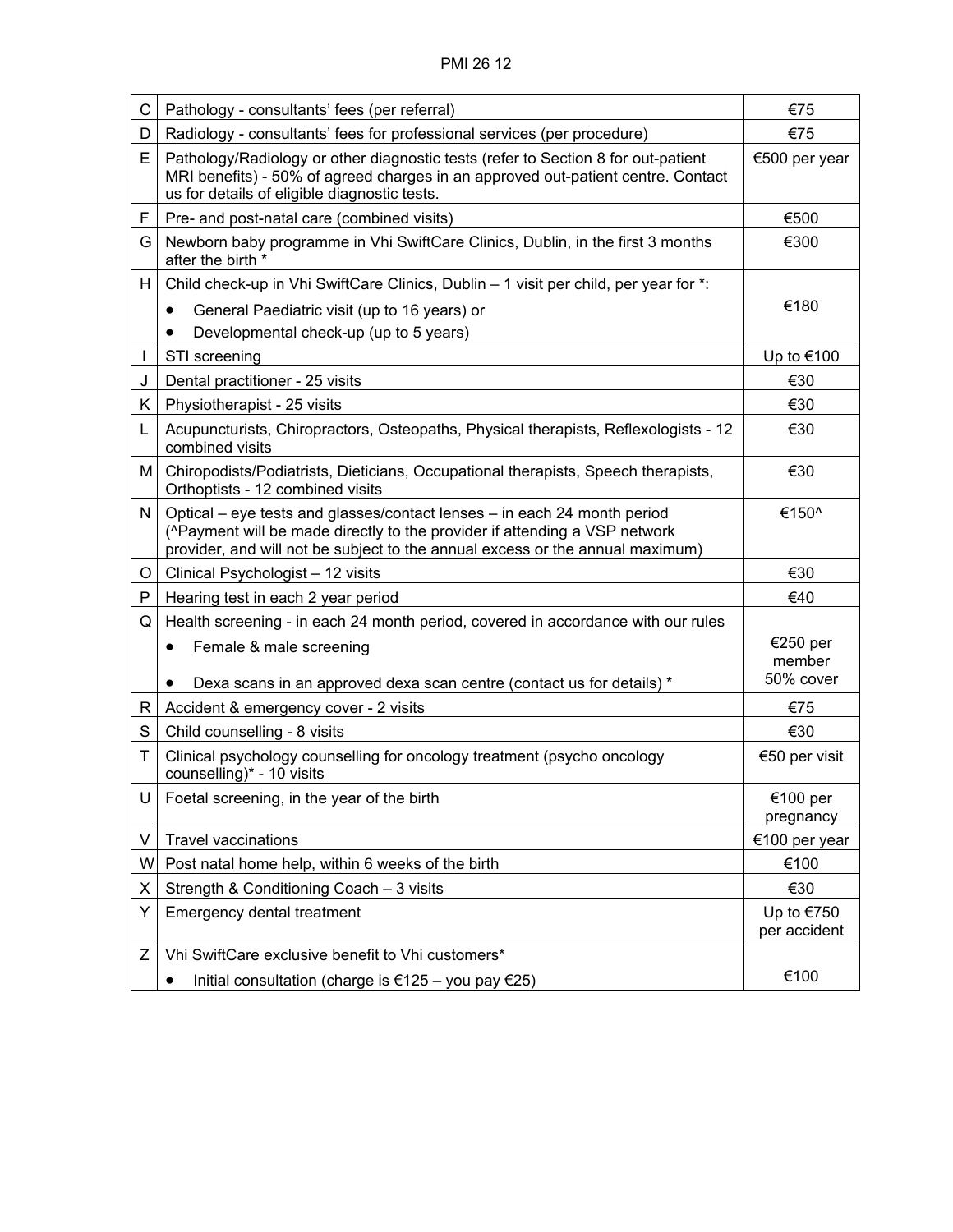| C | Pathology - consultants' fees (per referral) | €75 |
|---|---|---|
| D | Radiology - consultants' fees for professional services (per procedure) | €75 |
| E | Pathology/Radiology or other diagnostic tests (refer to Section 8 for out-patient MRI benefits) - 50% of agreed charges in an approved out-patient centre. Contact us for details of eligible diagnostic tests. | €500 per year |
| F | Pre- and post-natal care (combined visits) | €500 |
| G | Newborn baby programme in Vhi SwiftCare Clinics, Dublin, in the first 3 months after the birth * | €300 |
| H | Child check-up in Vhi SwiftCare Clinics, Dublin – 1 visit per child, per year for *:<br>• General Paediatric visit (up to 16 years) or<br>• Developmental check-up (up to 5 years) | €180 |
| I | STI screening | Up to €100 |
| J | Dental practitioner - 25 visits | €30 |
| K | Physiotherapist - 25 visits | €30 |
| L | Acupuncturists, Chiropractors, Osteopaths, Physical therapists, Reflexologists - 12 combined visits | €30 |
| M | Chiropodists/Podiatrists, Dieticians, Occupational therapists, Speech therapists, Orthoptists - 12 combined visits | €30 |
| N | Optical – eye tests and glasses/contact lenses – in each 24 month period (^Payment will be made directly to the provider if attending a VSP network provider, and will not be subject to the annual excess or the annual maximum) | €150^ |
| O | Clinical Psychologist – 12 visits | €30 |
| P | Hearing test in each 2 year period | €40 |
| Q | Health screening - in each 24 month period, covered in accordance with our rules<br>• Female & male screening<br>• Dexa scans in an approved dexa scan centre (contact us for details) * | €250 per member<br>50% cover |
| R | Accident & emergency cover - 2 visits | €75 |
| S | Child counselling - 8 visits | €30 |
| T | Clinical psychology counselling for oncology treatment (psycho oncology counselling)* - 10 visits | €50 per visit |
| U | Foetal screening, in the year of the birth | €100 per pregnancy |
| V | Travel vaccinations | €100 per year |
| W | Post natal home help, within 6 weeks of the birth | €100 |
| X | Strength & Conditioning Coach – 3 visits | €30 |
| Y | Emergency dental treatment | Up to €750 per accident |
| Z | Vhi SwiftCare exclusive benefit to Vhi customers*<br>• Initial consultation (charge is €125 – you pay €25) | €100 |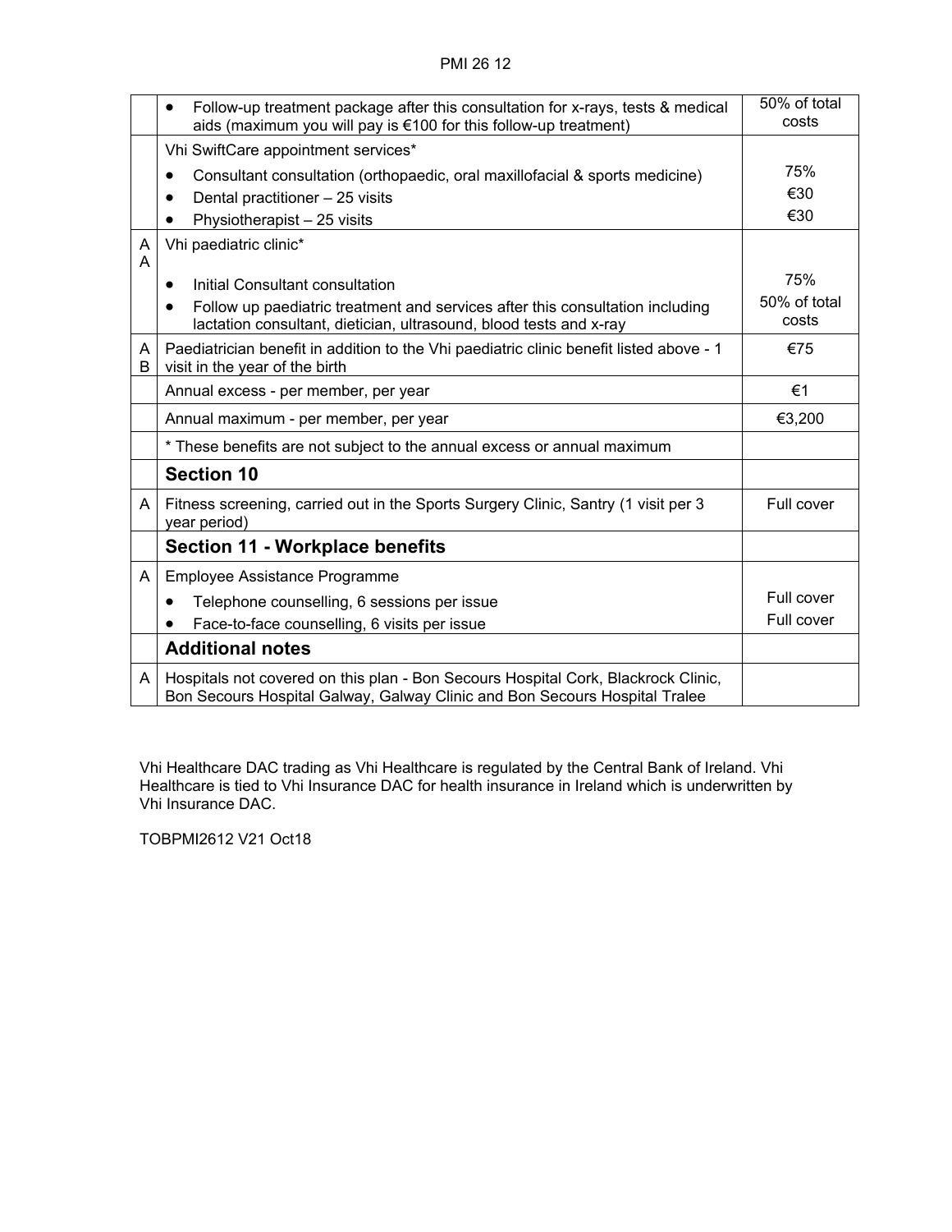| | | |
|---|---|---|
| | • Follow-up treatment package after this consultation for x-rays, tests & medical aids (maximum you will pay is €100 for this follow-up treatment) | 50% of total costs |
| | Vhi SwiftCare appointment services*<br>• Consultant consultation (orthopaedic, oral maxillofacial & sports medicine)<br>• Dental practitioner – 25 visits<br>• Physiotherapist – 25 visits | <br>75%<br>€30<br>€30 |
| AA | Vhi paediatric clinic*<br>• Initial Consultant consultation<br>• Follow up paediatric treatment and services after this consultation including lactation consultant, dietician, ultrasound, blood tests and x-ray | <br>75%<br>50% of total costs |
| AB | Paediatrician benefit in addition to the Vhi paediatric clinic benefit listed above - 1 visit in the year of the birth | €75 |
| | Annual excess - per member, per year | €1 |
| | Annual maximum - per member, per year | €3,200 |
| | * These benefits are not subject to the annual excess or annual maximum | |
| | **Section 10** | |
| A | Fitness screening, carried out in the Sports Surgery Clinic, Santry (1 visit per 3 year period) | Full cover |
| | **Section 11 - Workplace benefits** | |
| A | Employee Assistance Programme<br>• Telephone counselling, 6 sessions per issue<br>• Face-to-face counselling, 6 visits per issue | <br>Full cover<br>Full cover |
| | **Additional notes** | |
| A | Hospitals not covered on this plan - Bon Secours Hospital Cork, Blackrock Clinic, Bon Secours Hospital Galway, Galway Clinic and Bon Secours Hospital Tralee | |

Vhi Healthcare DAC trading as Vhi Healthcare is regulated by the Central Bank of Ireland. Vhi Healthcare is tied to Vhi Insurance DAC for health insurance in Ireland which is underwritten by Vhi Insurance DAC.

TOBPMI2612 V21 Oct18